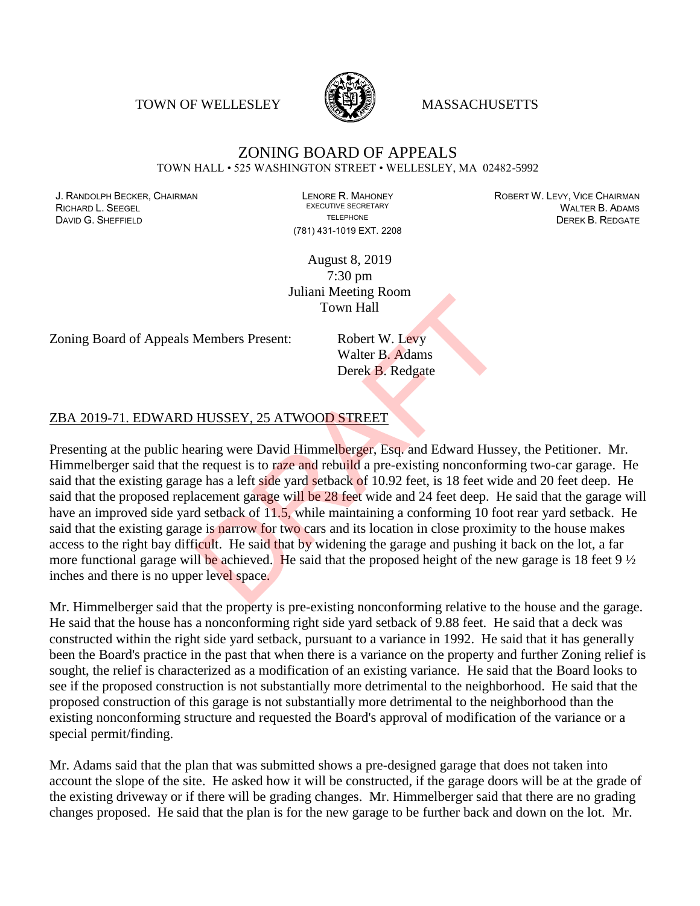TOWN OF WELLESLEY MASSACHUSETTS

# ZONING BOARD OF APPEALS

TOWN HALL • 525 WASHINGTON STREET • WELLESLEY, MA 02482-5992

J. RANDOLPH BECKER, CHAIRMAN
RICHARD L. SEEGEL
DAVID G. SHEFFIELD

LENORE R. MAHONEY
EXECUTIVE SECRETARY
TELEPHONE
(781) 431-1019 EXT. 2208

ROBERT W. LEVY, VICE CHAIRMAN
WALTER B. ADAMS
DEREK B. REDGATE

August 8, 2019
7:30 pm
Juliani Meeting Room
Town Hall

Zoning Board of Appeals Members Present: Robert W. Levy
Walter B. Adams
Derek B. Redgate

ZBA 2019-71. EDWARD HUSSEY, 25 ATWOOD STREET

Presenting at the public hearing were David Himmelberger, Esq. and Edward Hussey, the Petitioner. Mr. Himmelberger said that the request is to raze and rebuild a pre-existing nonconforming two-car garage. He said that the existing garage has a left side yard setback of 10.92 feet, is 18 feet wide and 20 feet deep. He said that the proposed replacement garage will be 28 feet wide and 24 feet deep. He said that the garage will have an improved side yard setback of 11.5, while maintaining a conforming 10 foot rear yard setback. He said that the existing garage is narrow for two cars and its location in close proximity to the house makes access to the right bay difficult. He said that by widening the garage and pushing it back on the lot, a far more functional garage will be achieved. He said that the proposed height of the new garage is 18 feet 9 ½ inches and there is no upper level space.

Mr. Himmelberger said that the property is pre-existing nonconforming relative to the house and the garage. He said that the house has a nonconforming right side yard setback of 9.88 feet. He said that a deck was constructed within the right side yard setback, pursuant to a variance in 1992. He said that it has generally been the Board's practice in the past that when there is a variance on the property and further Zoning relief is sought, the relief is characterized as a modification of an existing variance. He said that the Board looks to see if the proposed construction is not substantially more detrimental to the neighborhood. He said that the proposed construction of this garage is not substantially more detrimental to the neighborhood than the existing nonconforming structure and requested the Board's approval of modification of the variance or a special permit/finding.

Mr. Adams said that the plan that was submitted shows a pre-designed garage that does not taken into account the slope of the site. He asked how it will be constructed, if the garage doors will be at the grade of the existing driveway or if there will be grading changes. Mr. Himmelberger said that there are no grading changes proposed. He said that the plan is for the new garage to be further back and down on the lot. Mr.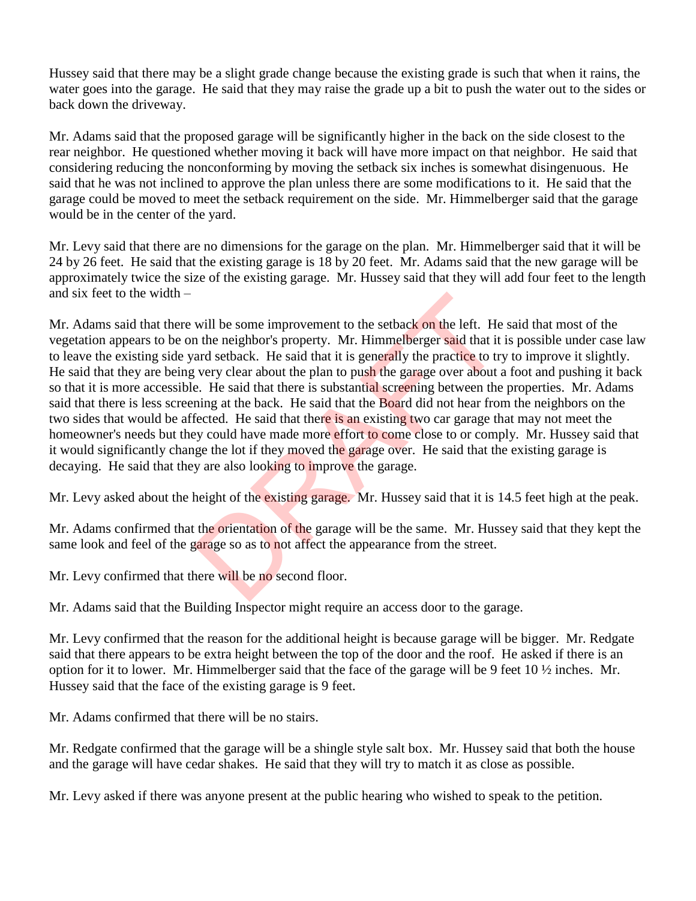Hussey said that there may be a slight grade change because the existing grade is such that when it rains, the water goes into the garage. He said that they may raise the grade up a bit to push the water out to the sides or back down the driveway.

Mr. Adams said that the proposed garage will be significantly higher in the back on the side closest to the rear neighbor. He questioned whether moving it back will have more impact on that neighbor. He said that considering reducing the nonconforming by moving the setback six inches is somewhat disingenuous. He said that he was not inclined to approve the plan unless there are some modifications to it. He said that the garage could be moved to meet the setback requirement on the side. Mr. Himmelberger said that the garage would be in the center of the yard.

Mr. Levy said that there are no dimensions for the garage on the plan. Mr. Himmelberger said that it will be 24 by 26 feet. He said that the existing garage is 18 by 20 feet. Mr. Adams said that the new garage will be approximately twice the size of the existing garage. Mr. Hussey said that they will add four feet to the length and six feet to the width –

Mr. Adams said that there will be some improvement to the setback on the left. He said that most of the vegetation appears to be on the neighbor's property. Mr. Himmelberger said that it is possible under case law to leave the existing side yard setback. He said that it is generally the practice to try to improve it slightly. He said that they are being very clear about the plan to push the garage over about a foot and pushing it back so that it is more accessible. He said that there is substantial screening between the properties. Mr. Adams said that there is less screening at the back. He said that the Board did not hear from the neighbors on the two sides that would be affected. He said that there is an existing two car garage that may not meet the homeowner's needs but they could have made more effort to come close to or comply. Mr. Hussey said that it would significantly change the lot if they moved the garage over. He said that the existing garage is decaying. He said that they are also looking to improve the garage.

Mr. Levy asked about the height of the existing garage. Mr. Hussey said that it is 14.5 feet high at the peak.

Mr. Adams confirmed that the orientation of the garage will be the same. Mr. Hussey said that they kept the same look and feel of the garage so as to not affect the appearance from the street.

Mr. Levy confirmed that there will be no second floor.

Mr. Adams said that the Building Inspector might require an access door to the garage.

Mr. Levy confirmed that the reason for the additional height is because garage will be bigger. Mr. Redgate said that there appears to be extra height between the top of the door and the roof. He asked if there is an option for it to lower. Mr. Himmelberger said that the face of the garage will be 9 feet 10 ½ inches. Mr. Hussey said that the face of the existing garage is 9 feet.

Mr. Adams confirmed that there will be no stairs.

Mr. Redgate confirmed that the garage will be a shingle style salt box. Mr. Hussey said that both the house and the garage will have cedar shakes. He said that they will try to match it as close as possible.

Mr. Levy asked if there was anyone present at the public hearing who wished to speak to the petition.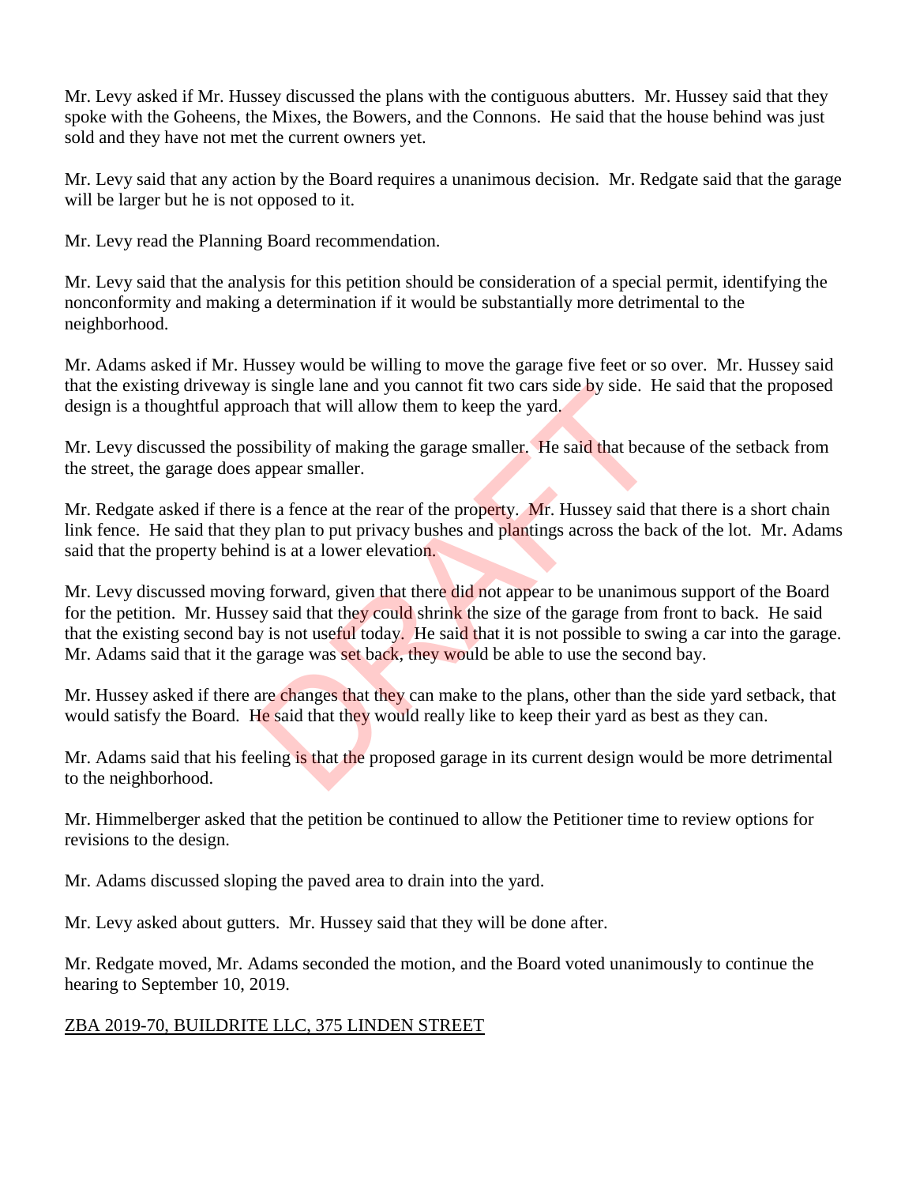Mr. Levy asked if Mr. Hussey discussed the plans with the contiguous abutters. Mr. Hussey said that they spoke with the Goheens, the Mixes, the Bowers, and the Connons. He said that the house behind was just sold and they have not met the current owners yet.

Mr. Levy said that any action by the Board requires a unanimous decision. Mr. Redgate said that the garage will be larger but he is not opposed to it.

Mr. Levy read the Planning Board recommendation.

Mr. Levy said that the analysis for this petition should be consideration of a special permit, identifying the nonconformity and making a determination if it would be substantially more detrimental to the neighborhood.

Mr. Adams asked if Mr. Hussey would be willing to move the garage five feet or so over. Mr. Hussey said that the existing driveway is single lane and you cannot fit two cars side by side. He said that the proposed design is a thoughtful approach that will allow them to keep the yard.

Mr. Levy discussed the possibility of making the garage smaller. He said that because of the setback from the street, the garage does appear smaller.

Mr. Redgate asked if there is a fence at the rear of the property. Mr. Hussey said that there is a short chain link fence. He said that they plan to put privacy bushes and plantings across the back of the lot. Mr. Adams said that the property behind is at a lower elevation.

Mr. Levy discussed moving forward, given that there did not appear to be unanimous support of the Board for the petition. Mr. Hussey said that they could shrink the size of the garage from front to back. He said that the existing second bay is not useful today. He said that it is not possible to swing a car into the garage. Mr. Adams said that it the garage was set back, they would be able to use the second bay.

Mr. Hussey asked if there are changes that they can make to the plans, other than the side yard setback, that would satisfy the Board. He said that they would really like to keep their yard as best as they can.

Mr. Adams said that his feeling is that the proposed garage in its current design would be more detrimental to the neighborhood.

Mr. Himmelberger asked that the petition be continued to allow the Petitioner time to review options for revisions to the design.

Mr. Adams discussed sloping the paved area to drain into the yard.

Mr. Levy asked about gutters. Mr. Hussey said that they will be done after.

Mr. Redgate moved, Mr. Adams seconded the motion, and the Board voted unanimously to continue the hearing to September 10, 2019.

ZBA 2019-70, BUILDRITE LLC, 375 LINDEN STREET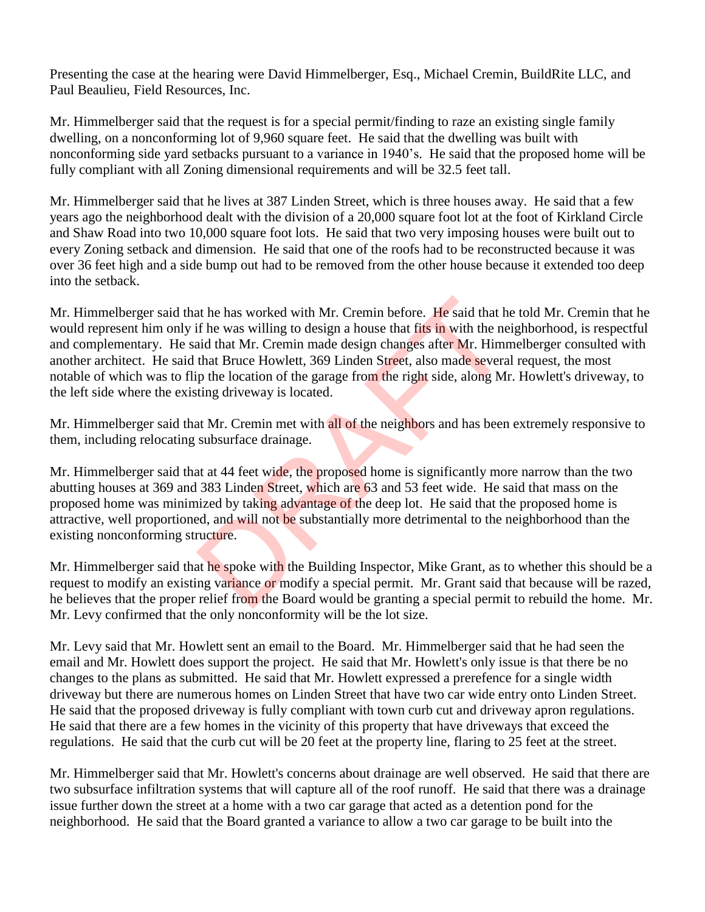Presenting the case at the hearing were David Himmelberger, Esq., Michael Cremin, BuildRite LLC, and Paul Beaulieu, Field Resources, Inc.

Mr. Himmelberger said that the request is for a special permit/finding to raze an existing single family dwelling, on a nonconforming lot of 9,960 square feet. He said that the dwelling was built with nonconforming side yard setbacks pursuant to a variance in 1940's. He said that the proposed home will be fully compliant with all Zoning dimensional requirements and will be 32.5 feet tall.

Mr. Himmelberger said that he lives at 387 Linden Street, which is three houses away. He said that a few years ago the neighborhood dealt with the division of a 20,000 square foot lot at the foot of Kirkland Circle and Shaw Road into two 10,000 square foot lots. He said that two very imposing houses were built out to every Zoning setback and dimension. He said that one of the roofs had to be reconstructed because it was over 36 feet high and a side bump out had to be removed from the other house because it extended too deep into the setback.

Mr. Himmelberger said that he has worked with Mr. Cremin before. He said that he told Mr. Cremin that he would represent him only if he was willing to design a house that fits in with the neighborhood, is respectful and complementary. He said that Mr. Cremin made design changes after Mr. Himmelberger consulted with another architect. He said that Bruce Howlett, 369 Linden Street, also made several request, the most notable of which was to flip the location of the garage from the right side, along Mr. Howlett's driveway, to the left side where the existing driveway is located.

Mr. Himmelberger said that Mr. Cremin met with all of the neighbors and has been extremely responsive to them, including relocating subsurface drainage.

Mr. Himmelberger said that at 44 feet wide, the proposed home is significantly more narrow than the two abutting houses at 369 and 383 Linden Street, which are 63 and 53 feet wide. He said that mass on the proposed home was minimized by taking advantage of the deep lot. He said that the proposed home is attractive, well proportioned, and will not be substantially more detrimental to the neighborhood than the existing nonconforming structure.

Mr. Himmelberger said that he spoke with the Building Inspector, Mike Grant, as to whether this should be a request to modify an existing variance or modify a special permit. Mr. Grant said that because will be razed, he believes that the proper relief from the Board would be granting a special permit to rebuild the home. Mr. Mr. Levy confirmed that the only nonconformity will be the lot size.

Mr. Levy said that Mr. Howlett sent an email to the Board. Mr. Himmelberger said that he had seen the email and Mr. Howlett does support the project. He said that Mr. Howlett's only issue is that there be no changes to the plans as submitted. He said that Mr. Howlett expressed a prerefence for a single width driveway but there are numerous homes on Linden Street that have two car wide entry onto Linden Street. He said that the proposed driveway is fully compliant with town curb cut and driveway apron regulations. He said that there are a few homes in the vicinity of this property that have driveways that exceed the regulations. He said that the curb cut will be 20 feet at the property line, flaring to 25 feet at the street.

Mr. Himmelberger said that Mr. Howlett's concerns about drainage are well observed. He said that there are two subsurface infiltration systems that will capture all of the roof runoff. He said that there was a drainage issue further down the street at a home with a two car garage that acted as a detention pond for the neighborhood. He said that the Board granted a variance to allow a two car garage to be built into the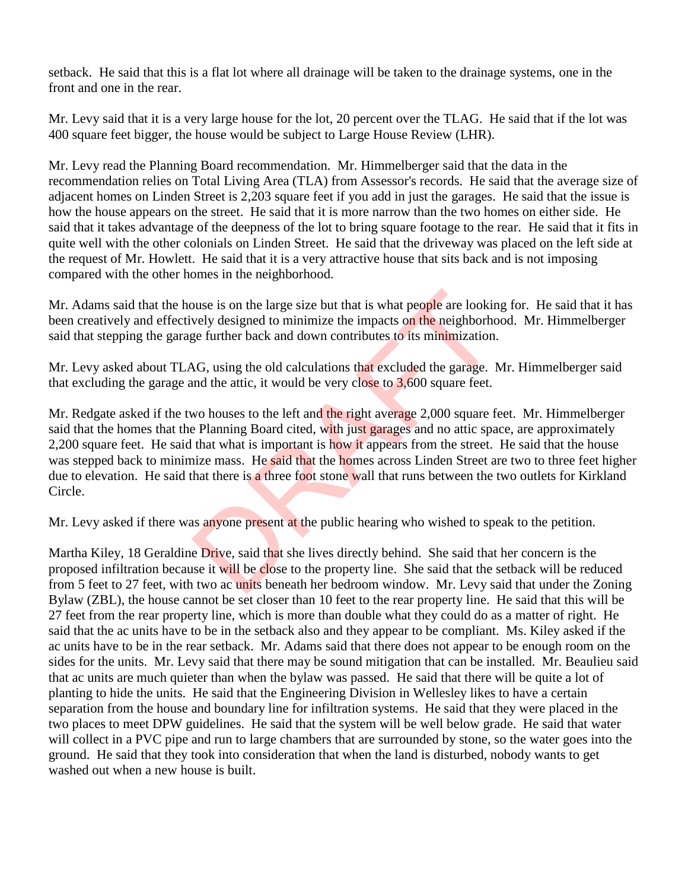setback. He said that this is a flat lot where all drainage will be taken to the drainage systems, one in the front and one in the rear.

Mr. Levy said that it is a very large house for the lot, 20 percent over the TLAG. He said that if the lot was 400 square feet bigger, the house would be subject to Large House Review (LHR).

Mr. Levy read the Planning Board recommendation. Mr. Himmelberger said that the data in the recommendation relies on Total Living Area (TLA) from Assessor's records. He said that the average size of adjacent homes on Linden Street is 2,203 square feet if you add in just the garages. He said that the issue is how the house appears on the street. He said that it is more narrow than the two homes on either side. He said that it takes advantage of the deepness of the lot to bring square footage to the rear. He said that it fits in quite well with the other colonials on Linden Street. He said that the driveway was placed on the left side at the request of Mr. Howlett. He said that it is a very attractive house that sits back and is not imposing compared with the other homes in the neighborhood.

Mr. Adams said that the house is on the large size but that is what people are looking for. He said that it has been creatively and effectively designed to minimize the impacts on the neighborhood. Mr. Himmelberger said that stepping the garage further back and down contributes to its minimization.

Mr. Levy asked about TLAG, using the old calculations that excluded the garage. Mr. Himmelberger said that excluding the garage and the attic, it would be very close to 3,600 square feet.

Mr. Redgate asked if the two houses to the left and the right average 2,000 square feet. Mr. Himmelberger said that the homes that the Planning Board cited, with just garages and no attic space, are approximately 2,200 square feet. He said that what is important is how it appears from the street. He said that the house was stepped back to minimize mass. He said that the homes across Linden Street are two to three feet higher due to elevation. He said that there is a three foot stone wall that runs between the two outlets for Kirkland Circle.

Mr. Levy asked if there was anyone present at the public hearing who wished to speak to the petition.

Martha Kiley, 18 Geraldine Drive, said that she lives directly behind. She said that her concern is the proposed infiltration because it will be close to the property line. She said that the setback will be reduced from 5 feet to 27 feet, with two ac units beneath her bedroom window. Mr. Levy said that under the Zoning Bylaw (ZBL), the house cannot be set closer than 10 feet to the rear property line. He said that this will be 27 feet from the rear property line, which is more than double what they could do as a matter of right. He said that the ac units have to be in the setback also and they appear to be compliant. Ms. Kiley asked if the ac units have to be in the rear setback. Mr. Adams said that there does not appear to be enough room on the sides for the units. Mr. Levy said that there may be sound mitigation that can be installed. Mr. Beaulieu said that ac units are much quieter than when the bylaw was passed. He said that there will be quite a lot of planting to hide the units. He said that the Engineering Division in Wellesley likes to have a certain separation from the house and boundary line for infiltration systems. He said that they were placed in the two places to meet DPW guidelines. He said that the system will be well below grade. He said that water will collect in a PVC pipe and run to large chambers that are surrounded by stone, so the water goes into the ground. He said that they took into consideration that when the land is disturbed, nobody wants to get washed out when a new house is built.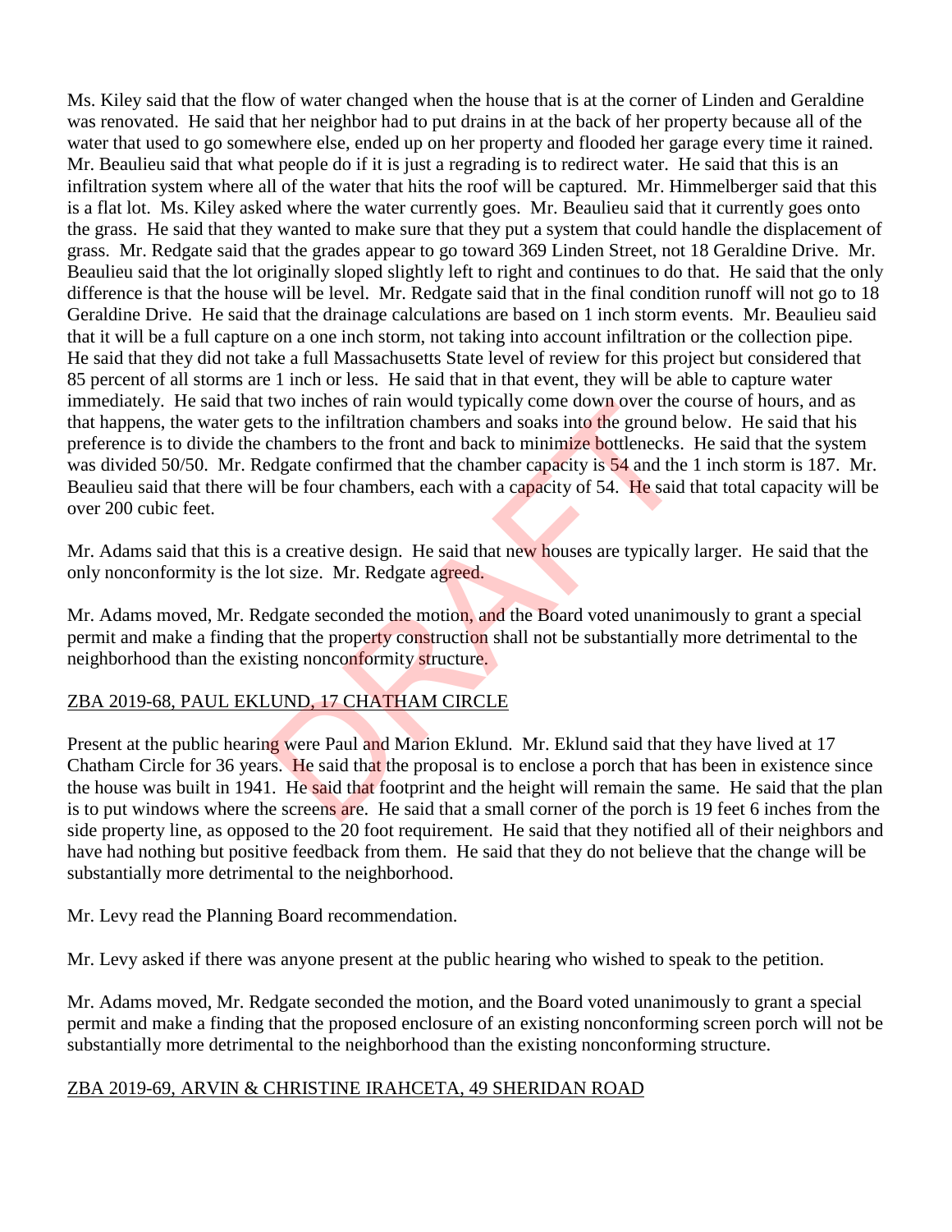Ms. Kiley said that the flow of water changed when the house that is at the corner of Linden and Geraldine was renovated. He said that her neighbor had to put drains in at the back of her property because all of the water that used to go somewhere else, ended up on her property and flooded her garage every time it rained. Mr. Beaulieu said that what people do if it is just a regrading is to redirect water. He said that this is an infiltration system where all of the water that hits the roof will be captured. Mr. Himmelberger said that this is a flat lot. Ms. Kiley asked where the water currently goes. Mr. Beaulieu said that it currently goes onto the grass. He said that they wanted to make sure that they put a system that could handle the displacement of grass. Mr. Redgate said that the grades appear to go toward 369 Linden Street, not 18 Geraldine Drive. Mr. Beaulieu said that the lot originally sloped slightly left to right and continues to do that. He said that the only difference is that the house will be level. Mr. Redgate said that in the final condition runoff will not go to 18 Geraldine Drive. He said that the drainage calculations are based on 1 inch storm events. Mr. Beaulieu said that it will be a full capture on a one inch storm, not taking into account infiltration or the collection pipe. He said that they did not take a full Massachusetts State level of review for this project but considered that 85 percent of all storms are 1 inch or less. He said that in that event, they will be able to capture water immediately. He said that two inches of rain would typically come down over the course of hours, and as that happens, the water gets to the infiltration chambers and soaks into the ground below. He said that his preference is to divide the chambers to the front and back to minimize bottlenecks. He said that the system was divided 50/50. Mr. Redgate confirmed that the chamber capacity is 54 and the 1 inch storm is 187. Mr. Beaulieu said that there will be four chambers, each with a capacity of 54. He said that total capacity will be over 200 cubic feet.

Mr. Adams said that this is a creative design. He said that new houses are typically larger. He said that the only nonconformity is the lot size. Mr. Redgate agreed.

Mr. Adams moved, Mr. Redgate seconded the motion, and the Board voted unanimously to grant a special permit and make a finding that the property construction shall not be substantially more detrimental to the neighborhood than the existing nonconformity structure.

ZBA 2019-68, PAUL EKLUND, 17 CHATHAM CIRCLE

Present at the public hearing were Paul and Marion Eklund. Mr. Eklund said that they have lived at 17 Chatham Circle for 36 years. He said that the proposal is to enclose a porch that has been in existence since the house was built in 1941. He said that footprint and the height will remain the same. He said that the plan is to put windows where the screens are. He said that a small corner of the porch is 19 feet 6 inches from the side property line, as opposed to the 20 foot requirement. He said that they notified all of their neighbors and have had nothing but positive feedback from them. He said that they do not believe that the change will be substantially more detrimental to the neighborhood.

Mr. Levy read the Planning Board recommendation.

Mr. Levy asked if there was anyone present at the public hearing who wished to speak to the petition.

Mr. Adams moved, Mr. Redgate seconded the motion, and the Board voted unanimously to grant a special permit and make a finding that the proposed enclosure of an existing nonconforming screen porch will not be substantially more detrimental to the neighborhood than the existing nonconforming structure.

ZBA 2019-69, ARVIN & CHRISTINE IRAHCETA, 49 SHERIDAN ROAD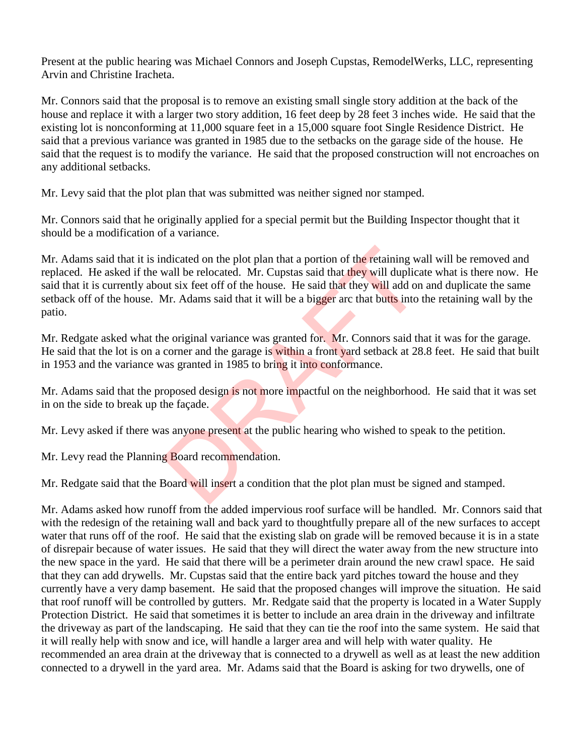Present at the public hearing was Michael Connors and Joseph Cupstas, RemodelWerks, LLC, representing Arvin and Christine Iracheta.

Mr. Connors said that the proposal is to remove an existing small single story addition at the back of the house and replace it with a larger two story addition, 16 feet deep by 28 feet 3 inches wide. He said that the existing lot is nonconforming at 11,000 square feet in a 15,000 square foot Single Residence District. He said that a previous variance was granted in 1985 due to the setbacks on the garage side of the house. He said that the request is to modify the variance. He said that the proposed construction will not encroaches on any additional setbacks.

Mr. Levy said that the plot plan that was submitted was neither signed nor stamped.

Mr. Connors said that he originally applied for a special permit but the Building Inspector thought that it should be a modification of a variance.

Mr. Adams said that it is indicated on the plot plan that a portion of the retaining wall will be removed and replaced. He asked if the wall be relocated. Mr. Cupstas said that they will duplicate what is there now. He said that it is currently about six feet off of the house. He said that they will add on and duplicate the same setback off of the house. Mr. Adams said that it will be a bigger arc that butts into the retaining wall by the patio.

Mr. Redgate asked what the original variance was granted for. Mr. Connors said that it was for the garage. He said that the lot is on a corner and the garage is within a front yard setback at 28.8 feet. He said that built in 1953 and the variance was granted in 1985 to bring it into conformance.

Mr. Adams said that the proposed design is not more impactful on the neighborhood. He said that it was set in on the side to break up the façade.

Mr. Levy asked if there was anyone present at the public hearing who wished to speak to the petition.

Mr. Levy read the Planning Board recommendation.

Mr. Redgate said that the Board will insert a condition that the plot plan must be signed and stamped.

Mr. Adams asked how runoff from the added impervious roof surface will be handled. Mr. Connors said that with the redesign of the retaining wall and back yard to thoughtfully prepare all of the new surfaces to accept water that runs off of the roof. He said that the existing slab on grade will be removed because it is in a state of disrepair because of water issues. He said that they will direct the water away from the new structure into the new space in the yard. He said that there will be a perimeter drain around the new crawl space. He said that they can add drywells. Mr. Cupstas said that the entire back yard pitches toward the house and they currently have a very damp basement. He said that the proposed changes will improve the situation. He said that roof runoff will be controlled by gutters. Mr. Redgate said that the property is located in a Water Supply Protection District. He said that sometimes it is better to include an area drain in the driveway and infiltrate the driveway as part of the landscaping. He said that they can tie the roof into the same system. He said that it will really help with snow and ice, will handle a larger area and will help with water quality. He recommended an area drain at the driveway that is connected to a drywell as well as at least the new addition connected to a drywell in the yard area. Mr. Adams said that the Board is asking for two drywells, one of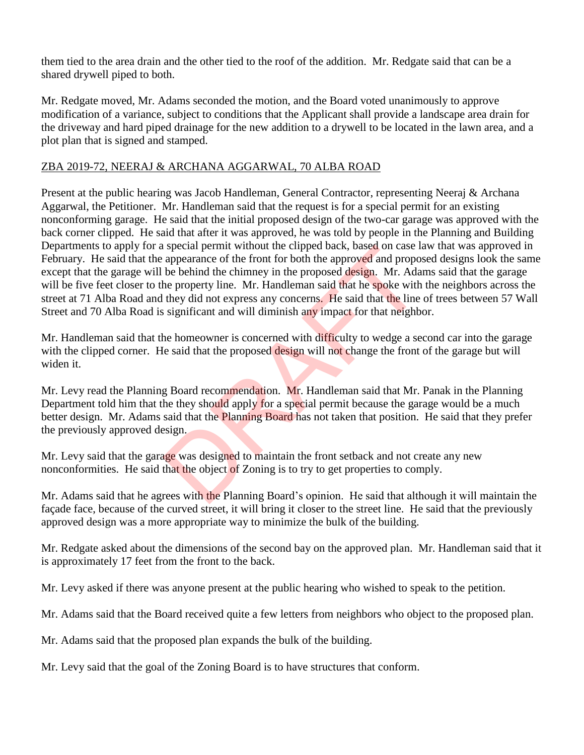them tied to the area drain and the other tied to the roof of the addition. Mr. Redgate said that can be a shared drywell piped to both.

Mr. Redgate moved, Mr. Adams seconded the motion, and the Board voted unanimously to approve modification of a variance, subject to conditions that the Applicant shall provide a landscape area drain for the driveway and hard piped drainage for the new addition to a drywell to be located in the lawn area, and a plot plan that is signed and stamped.

ZBA 2019-72, NEERAJ & ARCHANA AGGARWAL, 70 ALBA ROAD

Present at the public hearing was Jacob Handleman, General Contractor, representing Neeraj & Archana Aggarwal, the Petitioner. Mr. Handleman said that the request is for a special permit for an existing nonconforming garage. He said that the initial proposed design of the two-car garage was approved with the back corner clipped. He said that after it was approved, he was told by people in the Planning and Building Departments to apply for a special permit without the clipped back, based on case law that was approved in February. He said that the appearance of the front for both the approved and proposed designs look the same except that the garage will be behind the chimney in the proposed design. Mr. Adams said that the garage will be five feet closer to the property line. Mr. Handleman said that he spoke with the neighbors across the street at 71 Alba Road and they did not express any concerns. He said that the line of trees between 57 Wall Street and 70 Alba Road is significant and will diminish any impact for that neighbor.

Mr. Handleman said that the homeowner is concerned with difficulty to wedge a second car into the garage with the clipped corner. He said that the proposed design will not change the front of the garage but will widen it.

Mr. Levy read the Planning Board recommendation. Mr. Handleman said that Mr. Panak in the Planning Department told him that the they should apply for a special permit because the garage would be a much better design. Mr. Adams said that the Planning Board has not taken that position. He said that they prefer the previously approved design.

Mr. Levy said that the garage was designed to maintain the front setback and not create any new nonconformities. He said that the object of Zoning is to try to get properties to comply.

Mr. Adams said that he agrees with the Planning Board's opinion. He said that although it will maintain the façade face, because of the curved street, it will bring it closer to the street line. He said that the previously approved design was a more appropriate way to minimize the bulk of the building.

Mr. Redgate asked about the dimensions of the second bay on the approved plan. Mr. Handleman said that it is approximately 17 feet from the front to the back.

Mr. Levy asked if there was anyone present at the public hearing who wished to speak to the petition.

Mr. Adams said that the Board received quite a few letters from neighbors who object to the proposed plan.

Mr. Adams said that the proposed plan expands the bulk of the building.

Mr. Levy said that the goal of the Zoning Board is to have structures that conform.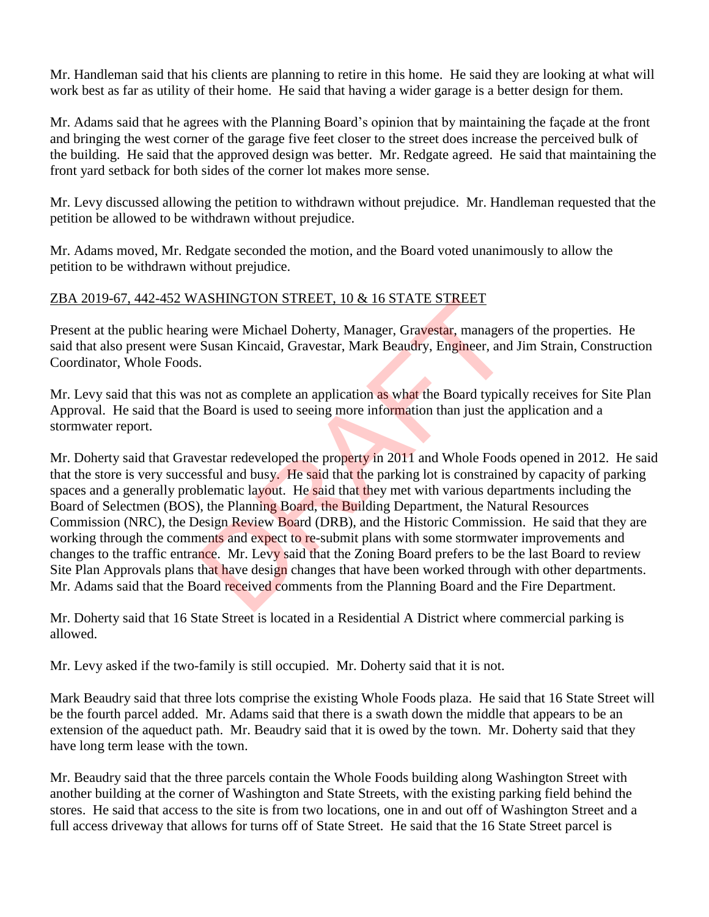Mr. Handleman said that his clients are planning to retire in this home. He said they are looking at what will work best as far as utility of their home. He said that having a wider garage is a better design for them.

Mr. Adams said that he agrees with the Planning Board's opinion that by maintaining the façade at the front and bringing the west corner of the garage five feet closer to the street does increase the perceived bulk of the building. He said that the approved design was better. Mr. Redgate agreed. He said that maintaining the front yard setback for both sides of the corner lot makes more sense.

Mr. Levy discussed allowing the petition to withdrawn without prejudice. Mr. Handleman requested that the petition be allowed to be withdrawn without prejudice.

Mr. Adams moved, Mr. Redgate seconded the motion, and the Board voted unanimously to allow the petition to be withdrawn without prejudice.

ZBA 2019-67, 442-452 WASHINGTON STREET, 10 & 16 STATE STREET

Present at the public hearing were Michael Doherty, Manager, Gravestar, managers of the properties. He said that also present were Susan Kincaid, Gravestar, Mark Beaudry, Engineer, and Jim Strain, Construction Coordinator, Whole Foods.

Mr. Levy said that this was not as complete an application as what the Board typically receives for Site Plan Approval. He said that the Board is used to seeing more information than just the application and a stormwater report.

Mr. Doherty said that Gravestar redeveloped the property in 2011 and Whole Foods opened in 2012. He said that the store is very successful and busy. He said that the parking lot is constrained by capacity of parking spaces and a generally problematic layout. He said that they met with various departments including the Board of Selectmen (BOS), the Planning Board, the Building Department, the Natural Resources Commission (NRC), the Design Review Board (DRB), and the Historic Commission. He said that they are working through the comments and expect to re-submit plans with some stormwater improvements and changes to the traffic entrance. Mr. Levy said that the Zoning Board prefers to be the last Board to review Site Plan Approvals plans that have design changes that have been worked through with other departments. Mr. Adams said that the Board received comments from the Planning Board and the Fire Department.

Mr. Doherty said that 16 State Street is located in a Residential A District where commercial parking is allowed.

Mr. Levy asked if the two-family is still occupied. Mr. Doherty said that it is not.

Mark Beaudry said that three lots comprise the existing Whole Foods plaza. He said that 16 State Street will be the fourth parcel added. Mr. Adams said that there is a swath down the middle that appears to be an extension of the aqueduct path. Mr. Beaudry said that it is owed by the town. Mr. Doherty said that they have long term lease with the town.

Mr. Beaudry said that the three parcels contain the Whole Foods building along Washington Street with another building at the corner of Washington and State Streets, with the existing parking field behind the stores. He said that access to the site is from two locations, one in and out off of Washington Street and a full access driveway that allows for turns off of State Street. He said that the 16 State Street parcel is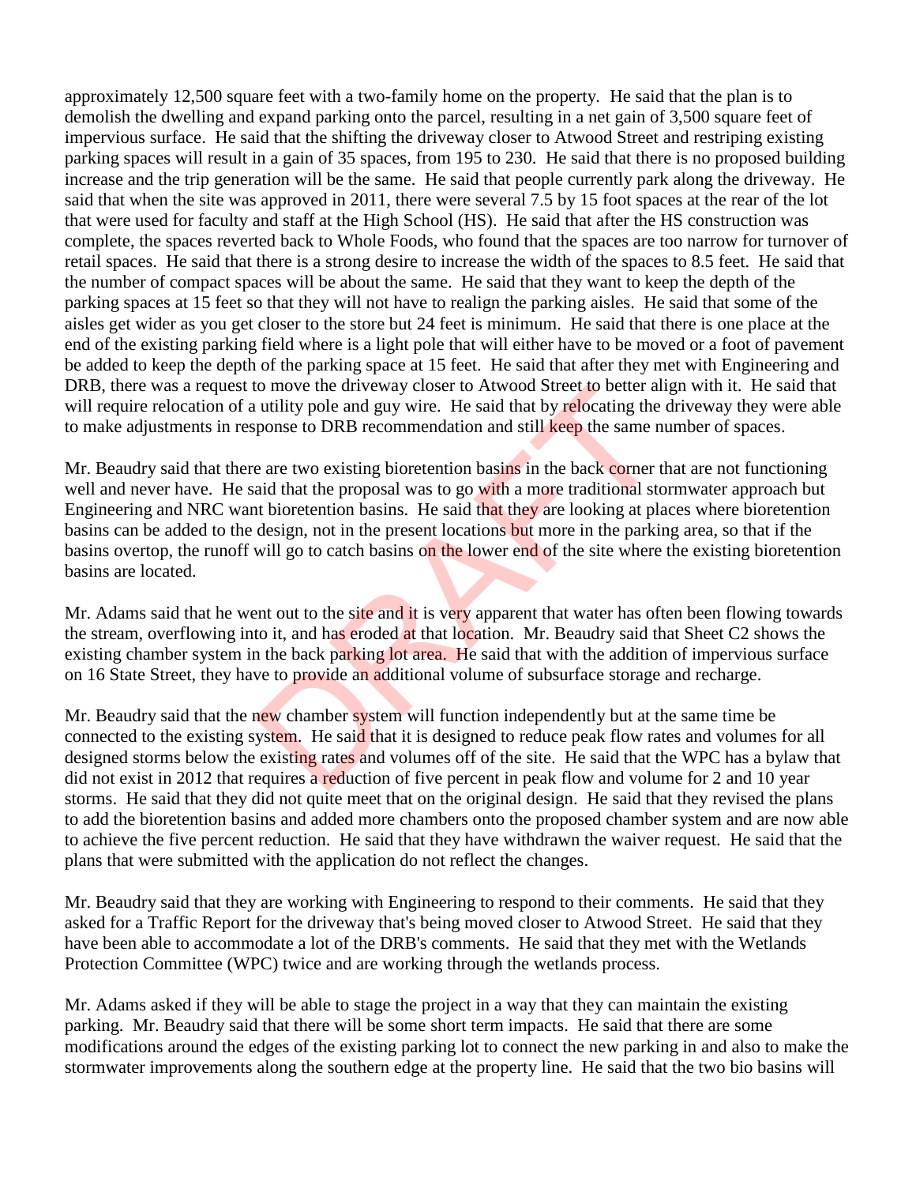approximately 12,500 square feet with a two-family home on the property. He said that the plan is to demolish the dwelling and expand parking onto the parcel, resulting in a net gain of 3,500 square feet of impervious surface. He said that the shifting the driveway closer to Atwood Street and restriping existing parking spaces will result in a gain of 35 spaces, from 195 to 230. He said that there is no proposed building increase and the trip generation will be the same. He said that people currently park along the driveway. He said that when the site was approved in 2011, there were several 7.5 by 15 foot spaces at the rear of the lot that were used for faculty and staff at the High School (HS). He said that after the HS construction was complete, the spaces reverted back to Whole Foods, who found that the spaces are too narrow for turnover of retail spaces. He said that there is a strong desire to increase the width of the spaces to 8.5 feet. He said that the number of compact spaces will be about the same. He said that they want to keep the depth of the parking spaces at 15 feet so that they will not have to realign the parking aisles. He said that some of the aisles get wider as you get closer to the store but 24 feet is minimum. He said that there is one place at the end of the existing parking field where is a light pole that will either have to be moved or a foot of pavement be added to keep the depth of the parking space at 15 feet. He said that after they met with Engineering and DRB, there was a request to move the driveway closer to Atwood Street to better align with it. He said that will require relocation of a utility pole and guy wire. He said that by relocating the driveway they were able to make adjustments in response to DRB recommendation and still keep the same number of spaces.

Mr. Beaudry said that there are two existing bioretention basins in the back corner that are not functioning well and never have. He said that the proposal was to go with a more traditional stormwater approach but Engineering and NRC want bioretention basins. He said that they are looking at places where bioretention basins can be added to the design, not in the present locations but more in the parking area, so that if the basins overtop, the runoff will go to catch basins on the lower end of the site where the existing bioretention basins are located.

Mr. Adams said that he went out to the site and it is very apparent that water has often been flowing towards the stream, overflowing into it, and has eroded at that location. Mr. Beaudry said that Sheet C2 shows the existing chamber system in the back parking lot area. He said that with the addition of impervious surface on 16 State Street, they have to provide an additional volume of subsurface storage and recharge.

Mr. Beaudry said that the new chamber system will function independently but at the same time be connected to the existing system. He said that it is designed to reduce peak flow rates and volumes for all designed storms below the existing rates and volumes off of the site. He said that the WPC has a bylaw that did not exist in 2012 that requires a reduction of five percent in peak flow and volume for 2 and 10 year storms. He said that they did not quite meet that on the original design. He said that they revised the plans to add the bioretention basins and added more chambers onto the proposed chamber system and are now able to achieve the five percent reduction. He said that they have withdrawn the waiver request. He said that the plans that were submitted with the application do not reflect the changes.

Mr. Beaudry said that they are working with Engineering to respond to their comments. He said that they asked for a Traffic Report for the driveway that's being moved closer to Atwood Street. He said that they have been able to accommodate a lot of the DRB's comments. He said that they met with the Wetlands Protection Committee (WPC) twice and are working through the wetlands process.

Mr. Adams asked if they will be able to stage the project in a way that they can maintain the existing parking. Mr. Beaudry said that there will be some short term impacts. He said that there are some modifications around the edges of the existing parking lot to connect the new parking in and also to make the stormwater improvements along the southern edge at the property line. He said that the two bio basins will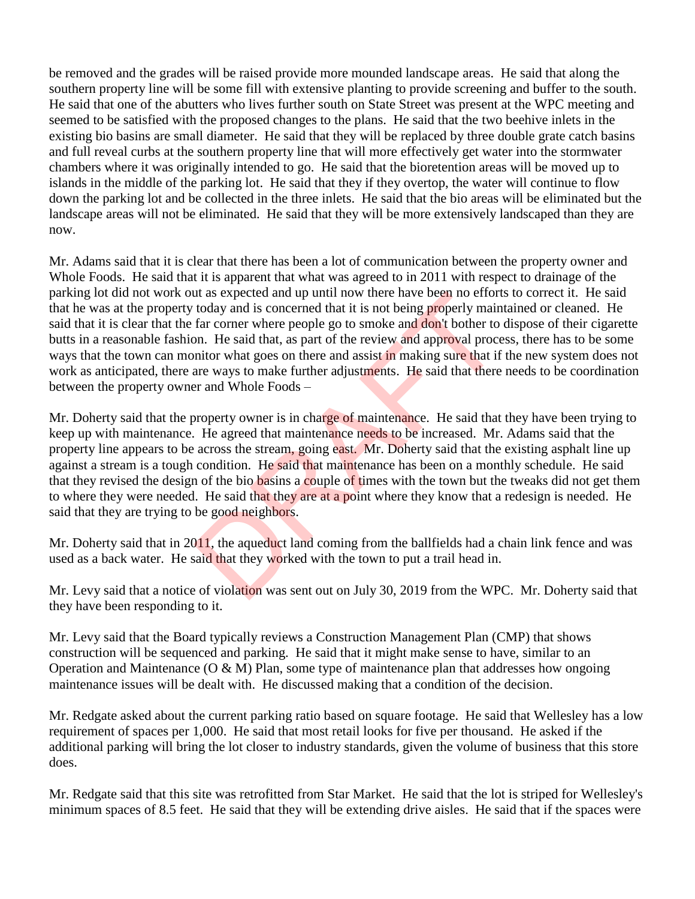be removed and the grades will be raised provide more mounded landscape areas. He said that along the southern property line will be some fill with extensive planting to provide screening and buffer to the south. He said that one of the abutters who lives further south on State Street was present at the WPC meeting and seemed to be satisfied with the proposed changes to the plans. He said that the two beehive inlets in the existing bio basins are small diameter. He said that they will be replaced by three double grate catch basins and full reveal curbs at the southern property line that will more effectively get water into the stormwater chambers where it was originally intended to go. He said that the bioretention areas will be moved up to islands in the middle of the parking lot. He said that they if they overtop, the water will continue to flow down the parking lot and be collected in the three inlets. He said that the bio areas will be eliminated but the landscape areas will not be eliminated. He said that they will be more extensively landscaped than they are now.

Mr. Adams said that it is clear that there has been a lot of communication between the property owner and Whole Foods. He said that it is apparent that what was agreed to in 2011 with respect to drainage of the parking lot did not work out as expected and up until now there have been no efforts to correct it. He said that he was at the property today and is concerned that it is not being properly maintained or cleaned. He said that it is clear that the far corner where people go to smoke and don't bother to dispose of their cigarette butts in a reasonable fashion. He said that, as part of the review and approval process, there has to be some ways that the town can monitor what goes on there and assist in making sure that if the new system does not work as anticipated, there are ways to make further adjustments. He said that there needs to be coordination between the property owner and Whole Foods –

Mr. Doherty said that the property owner is in charge of maintenance. He said that they have been trying to keep up with maintenance. He agreed that maintenance needs to be increased. Mr. Adams said that the property line appears to be across the stream, going east. Mr. Doherty said that the existing asphalt line up against a stream is a tough condition. He said that maintenance has been on a monthly schedule. He said that they revised the design of the bio basins a couple of times with the town but the tweaks did not get them to where they were needed. He said that they are at a point where they know that a redesign is needed. He said that they are trying to be good neighbors.

Mr. Doherty said that in 2011, the aqueduct land coming from the ballfields had a chain link fence and was used as a back water. He said that they worked with the town to put a trail head in.

Mr. Levy said that a notice of violation was sent out on July 30, 2019 from the WPC. Mr. Doherty said that they have been responding to it.

Mr. Levy said that the Board typically reviews a Construction Management Plan (CMP) that shows construction will be sequenced and parking. He said that it might make sense to have, similar to an Operation and Maintenance (O & M) Plan, some type of maintenance plan that addresses how ongoing maintenance issues will be dealt with. He discussed making that a condition of the decision.

Mr. Redgate asked about the current parking ratio based on square footage. He said that Wellesley has a low requirement of spaces per 1,000. He said that most retail looks for five per thousand. He asked if the additional parking will bring the lot closer to industry standards, given the volume of business that this store does.

Mr. Redgate said that this site was retrofitted from Star Market. He said that the lot is striped for Wellesley's minimum spaces of 8.5 feet. He said that they will be extending drive aisles. He said that if the spaces were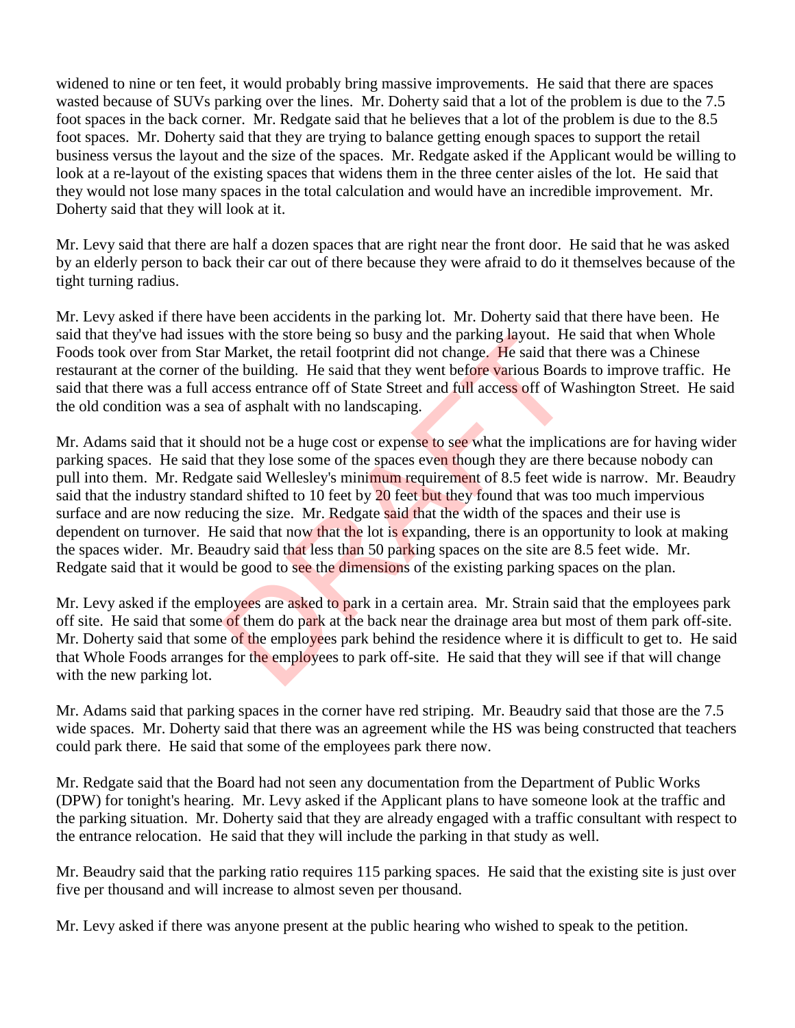widened to nine or ten feet, it would probably bring massive improvements. He said that there are spaces wasted because of SUVs parking over the lines. Mr. Doherty said that a lot of the problem is due to the 7.5 foot spaces in the back corner. Mr. Redgate said that he believes that a lot of the problem is due to the 8.5 foot spaces. Mr. Doherty said that they are trying to balance getting enough spaces to support the retail business versus the layout and the size of the spaces. Mr. Redgate asked if the Applicant would be willing to look at a re-layout of the existing spaces that widens them in the three center aisles of the lot. He said that they would not lose many spaces in the total calculation and would have an incredible improvement. Mr. Doherty said that they will look at it.

Mr. Levy said that there are half a dozen spaces that are right near the front door. He said that he was asked by an elderly person to back their car out of there because they were afraid to do it themselves because of the tight turning radius.

Mr. Levy asked if there have been accidents in the parking lot. Mr. Doherty said that there have been. He said that they've had issues with the store being so busy and the parking layout. He said that when Whole Foods took over from Star Market, the retail footprint did not change. He said that there was a Chinese restaurant at the corner of the building. He said that they went before various Boards to improve traffic. He said that there was a full access entrance off of State Street and full access off of Washington Street. He said the old condition was a sea of asphalt with no landscaping.

Mr. Adams said that it should not be a huge cost or expense to see what the implications are for having wider parking spaces. He said that they lose some of the spaces even though they are there because nobody can pull into them. Mr. Redgate said Wellesley's minimum requirement of 8.5 feet wide is narrow. Mr. Beaudry said that the industry standard shifted to 10 feet by 20 feet but they found that was too much impervious surface and are now reducing the size. Mr. Redgate said that the width of the spaces and their use is dependent on turnover. He said that now that the lot is expanding, there is an opportunity to look at making the spaces wider. Mr. Beaudry said that less than 50 parking spaces on the site are 8.5 feet wide. Mr. Redgate said that it would be good to see the dimensions of the existing parking spaces on the plan.

Mr. Levy asked if the employees are asked to park in a certain area. Mr. Strain said that the employees park off site. He said that some of them do park at the back near the drainage area but most of them park off-site. Mr. Doherty said that some of the employees park behind the residence where it is difficult to get to. He said that Whole Foods arranges for the employees to park off-site. He said that they will see if that will change with the new parking lot.

Mr. Adams said that parking spaces in the corner have red striping. Mr. Beaudry said that those are the 7.5 wide spaces. Mr. Doherty said that there was an agreement while the HS was being constructed that teachers could park there. He said that some of the employees park there now.

Mr. Redgate said that the Board had not seen any documentation from the Department of Public Works (DPW) for tonight's hearing. Mr. Levy asked if the Applicant plans to have someone look at the traffic and the parking situation. Mr. Doherty said that they are already engaged with a traffic consultant with respect to the entrance relocation. He said that they will include the parking in that study as well.

Mr. Beaudry said that the parking ratio requires 115 parking spaces. He said that the existing site is just over five per thousand and will increase to almost seven per thousand.

Mr. Levy asked if there was anyone present at the public hearing who wished to speak to the petition.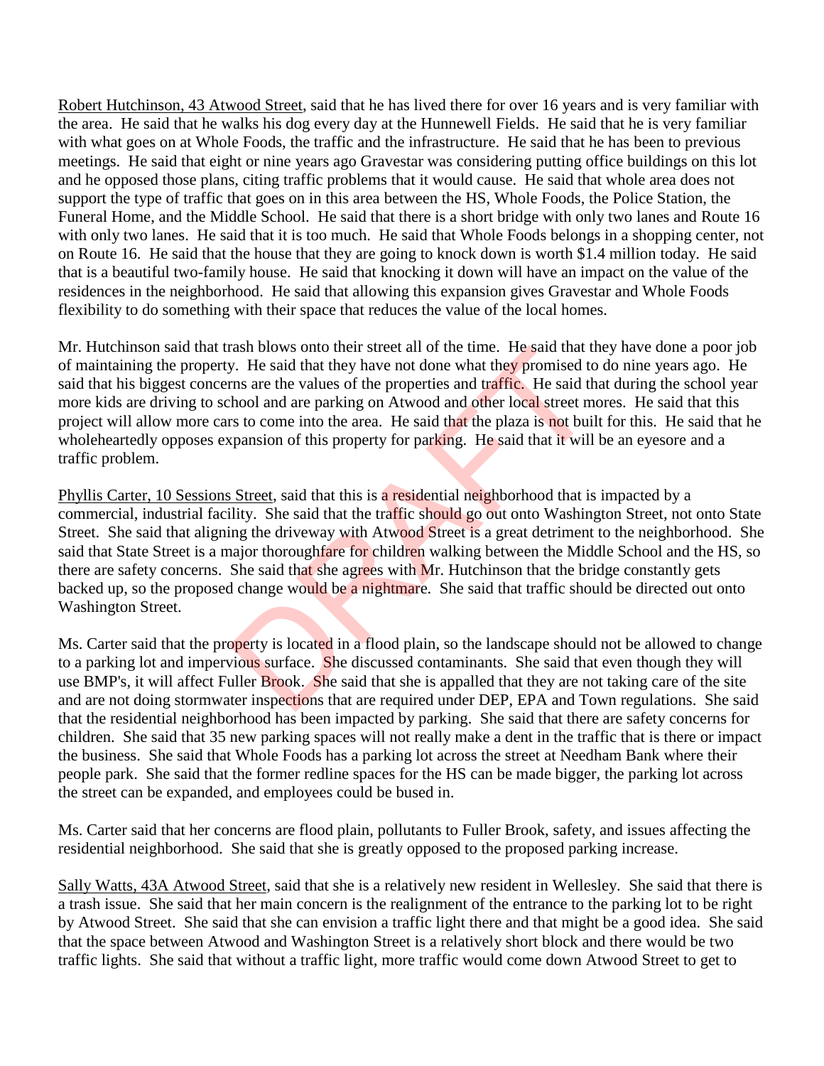Robert Hutchinson, 43 Atwood Street, said that he has lived there for over 16 years and is very familiar with the area. He said that he walks his dog every day at the Hunnewell Fields. He said that he is very familiar with what goes on at Whole Foods, the traffic and the infrastructure. He said that he has been to previous meetings. He said that eight or nine years ago Gravestar was considering putting office buildings on this lot and he opposed those plans, citing traffic problems that it would cause. He said that whole area does not support the type of traffic that goes on in this area between the HS, Whole Foods, the Police Station, the Funeral Home, and the Middle School. He said that there is a short bridge with only two lanes and Route 16 with only two lanes. He said that it is too much. He said that Whole Foods belongs in a shopping center, not on Route 16. He said that the house that they are going to knock down is worth $1.4 million today. He said that is a beautiful two-family house. He said that knocking it down will have an impact on the value of the residences in the neighborhood. He said that allowing this expansion gives Gravestar and Whole Foods flexibility to do something with their space that reduces the value of the local homes.

Mr. Hutchinson said that trash blows onto their street all of the time. He said that they have done a poor job of maintaining the property. He said that they have not done what they promised to do nine years ago. He said that his biggest concerns are the values of the properties and traffic. He said that during the school year more kids are driving to school and are parking on Atwood and other local street mores. He said that this project will allow more cars to come into the area. He said that the plaza is not built for this. He said that he wholeheartedly opposes expansion of this property for parking. He said that it will be an eyesore and a traffic problem.

Phyllis Carter, 10 Sessions Street, said that this is a residential neighborhood that is impacted by a commercial, industrial facility. She said that the traffic should go out onto Washington Street, not onto State Street. She said that aligning the driveway with Atwood Street is a great detriment to the neighborhood. She said that State Street is a major thoroughfare for children walking between the Middle School and the HS, so there are safety concerns. She said that she agrees with Mr. Hutchinson that the bridge constantly gets backed up, so the proposed change would be a nightmare. She said that traffic should be directed out onto Washington Street.

Ms. Carter said that the property is located in a flood plain, so the landscape should not be allowed to change to a parking lot and impervious surface. She discussed contaminants. She said that even though they will use BMP's, it will affect Fuller Brook. She said that she is appalled that they are not taking care of the site and are not doing stormwater inspections that are required under DEP, EPA and Town regulations. She said that the residential neighborhood has been impacted by parking. She said that there are safety concerns for children. She said that 35 new parking spaces will not really make a dent in the traffic that is there or impact the business. She said that Whole Foods has a parking lot across the street at Needham Bank where their people park. She said that the former redline spaces for the HS can be made bigger, the parking lot across the street can be expanded, and employees could be bused in.

Ms. Carter said that her concerns are flood plain, pollutants to Fuller Brook, safety, and issues affecting the residential neighborhood. She said that she is greatly opposed to the proposed parking increase.

Sally Watts, 43A Atwood Street, said that she is a relatively new resident in Wellesley. She said that there is a trash issue. She said that her main concern is the realignment of the entrance to the parking lot to be right by Atwood Street. She said that she can envision a traffic light there and that might be a good idea. She said that the space between Atwood and Washington Street is a relatively short block and there would be two traffic lights. She said that without a traffic light, more traffic would come down Atwood Street to get to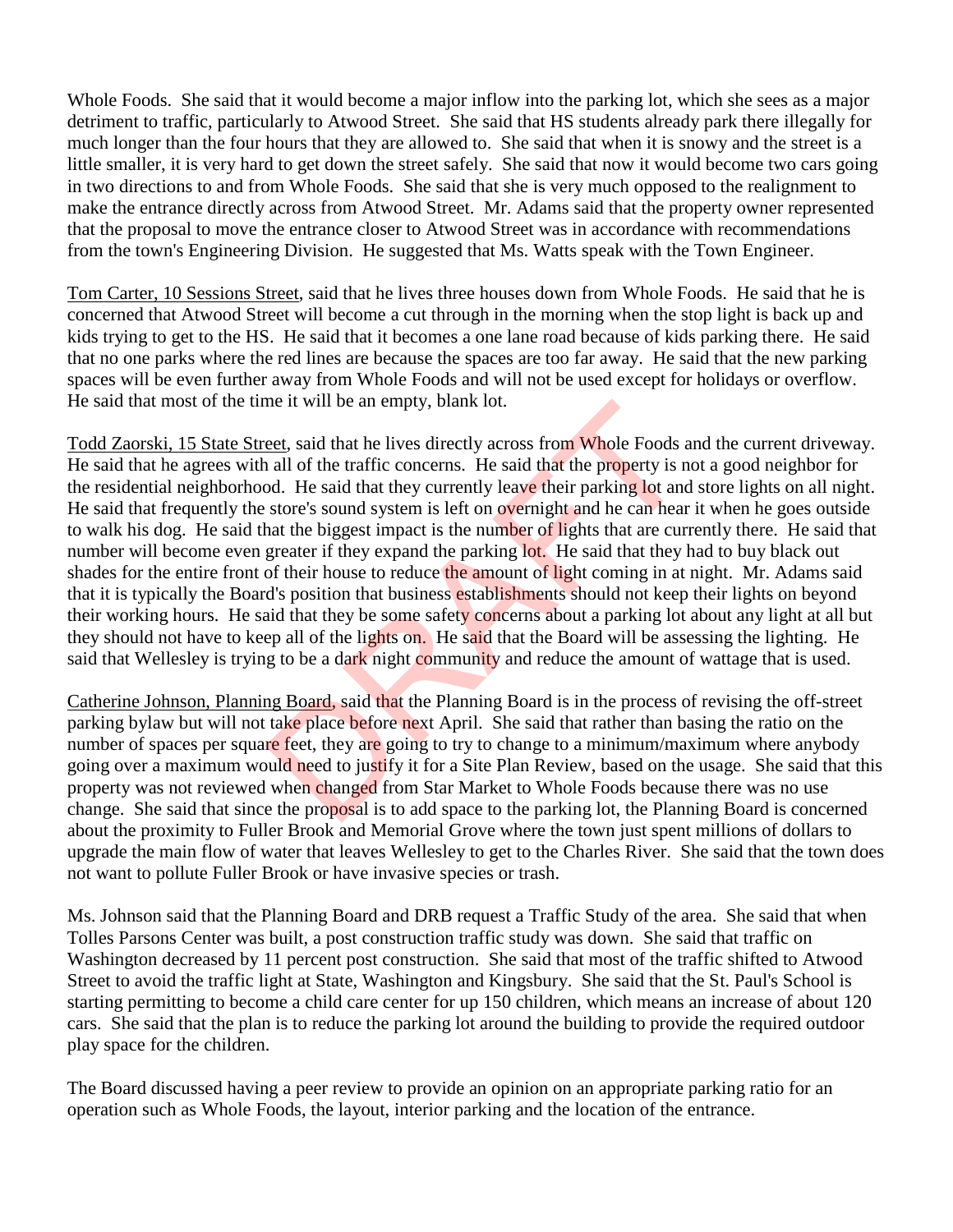Whole Foods. She said that it would become a major inflow into the parking lot, which she sees as a major detriment to traffic, particularly to Atwood Street. She said that HS students already park there illegally for much longer than the four hours that they are allowed to. She said that when it is snowy and the street is a little smaller, it is very hard to get down the street safely. She said that now it would become two cars going in two directions to and from Whole Foods. She said that she is very much opposed to the realignment to make the entrance directly across from Atwood Street. Mr. Adams said that the property owner represented that the proposal to move the entrance closer to Atwood Street was in accordance with recommendations from the town's Engineering Division. He suggested that Ms. Watts speak with the Town Engineer.

Tom Carter, 10 Sessions Street, said that he lives three houses down from Whole Foods. He said that he is concerned that Atwood Street will become a cut through in the morning when the stop light is back up and kids trying to get to the HS. He said that it becomes a one lane road because of kids parking there. He said that no one parks where the red lines are because the spaces are too far away. He said that the new parking spaces will be even further away from Whole Foods and will not be used except for holidays or overflow. He said that most of the time it will be an empty, blank lot.

Todd Zaorski, 15 State Street, said that he lives directly across from Whole Foods and the current driveway. He said that he agrees with all of the traffic concerns. He said that the property is not a good neighbor for the residential neighborhood. He said that they currently leave their parking lot and store lights on all night. He said that frequently the store's sound system is left on overnight and he can hear it when he goes outside to walk his dog. He said that the biggest impact is the number of lights that are currently there. He said that number will become even greater if they expand the parking lot. He said that they had to buy black out shades for the entire front of their house to reduce the amount of light coming in at night. Mr. Adams said that it is typically the Board's position that business establishments should not keep their lights on beyond their working hours. He said that they be some safety concerns about a parking lot about any light at all but they should not have to keep all of the lights on. He said that the Board will be assessing the lighting. He said that Wellesley is trying to be a dark night community and reduce the amount of wattage that is used.

Catherine Johnson, Planning Board, said that the Planning Board is in the process of revising the off-street parking bylaw but will not take place before next April. She said that rather than basing the ratio on the number of spaces per square feet, they are going to try to change to a minimum/maximum where anybody going over a maximum would need to justify it for a Site Plan Review, based on the usage. She said that this property was not reviewed when changed from Star Market to Whole Foods because there was no use change. She said that since the proposal is to add space to the parking lot, the Planning Board is concerned about the proximity to Fuller Brook and Memorial Grove where the town just spent millions of dollars to upgrade the main flow of water that leaves Wellesley to get to the Charles River. She said that the town does not want to pollute Fuller Brook or have invasive species or trash.

Ms. Johnson said that the Planning Board and DRB request a Traffic Study of the area. She said that when Tolles Parsons Center was built, a post construction traffic study was down. She said that traffic on Washington decreased by 11 percent post construction. She said that most of the traffic shifted to Atwood Street to avoid the traffic light at State, Washington and Kingsbury. She said that the St. Paul's School is starting permitting to become a child care center for up 150 children, which means an increase of about 120 cars. She said that the plan is to reduce the parking lot around the building to provide the required outdoor play space for the children.

The Board discussed having a peer review to provide an opinion on an appropriate parking ratio for an operation such as Whole Foods, the layout, interior parking and the location of the entrance.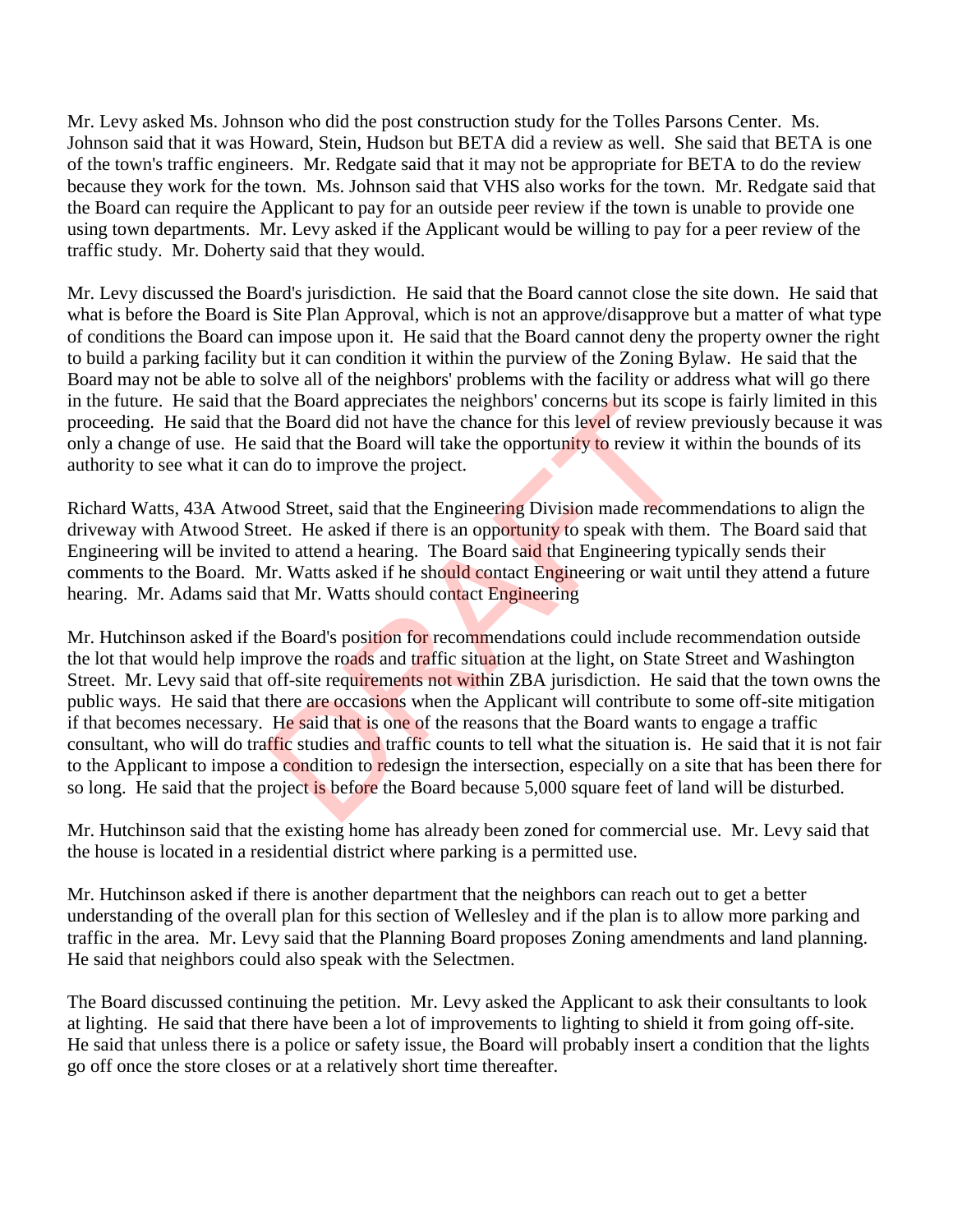Mr. Levy asked Ms. Johnson who did the post construction study for the Tolles Parsons Center. Ms. Johnson said that it was Howard, Stein, Hudson but BETA did a review as well. She said that BETA is one of the town's traffic engineers. Mr. Redgate said that it may not be appropriate for BETA to do the review because they work for the town. Ms. Johnson said that VHS also works for the town. Mr. Redgate said that the Board can require the Applicant to pay for an outside peer review if the town is unable to provide one using town departments. Mr. Levy asked if the Applicant would be willing to pay for a peer review of the traffic study. Mr. Doherty said that they would.

Mr. Levy discussed the Board's jurisdiction. He said that the Board cannot close the site down. He said that what is before the Board is Site Plan Approval, which is not an approve/disapprove but a matter of what type of conditions the Board can impose upon it. He said that the Board cannot deny the property owner the right to build a parking facility but it can condition it within the purview of the Zoning Bylaw. He said that the Board may not be able to solve all of the neighbors' problems with the facility or address what will go there in the future. He said that the Board appreciates the neighbors' concerns but its scope is fairly limited in this proceeding. He said that the Board did not have the chance for this level of review previously because it was only a change of use. He said that the Board will take the opportunity to review it within the bounds of its authority to see what it can do to improve the project.

Richard Watts, 43A Atwood Street, said that the Engineering Division made recommendations to align the driveway with Atwood Street. He asked if there is an opportunity to speak with them. The Board said that Engineering will be invited to attend a hearing. The Board said that Engineering typically sends their comments to the Board. Mr. Watts asked if he should contact Engineering or wait until they attend a future hearing. Mr. Adams said that Mr. Watts should contact Engineering

Mr. Hutchinson asked if the Board's position for recommendations could include recommendation outside the lot that would help improve the roads and traffic situation at the light, on State Street and Washington Street. Mr. Levy said that off-site requirements not within ZBA jurisdiction. He said that the town owns the public ways. He said that there are occasions when the Applicant will contribute to some off-site mitigation if that becomes necessary. He said that is one of the reasons that the Board wants to engage a traffic consultant, who will do traffic studies and traffic counts to tell what the situation is. He said that it is not fair to the Applicant to impose a condition to redesign the intersection, especially on a site that has been there for so long. He said that the project is before the Board because 5,000 square feet of land will be disturbed.

Mr. Hutchinson said that the existing home has already been zoned for commercial use. Mr. Levy said that the house is located in a residential district where parking is a permitted use.

Mr. Hutchinson asked if there is another department that the neighbors can reach out to get a better understanding of the overall plan for this section of Wellesley and if the plan is to allow more parking and traffic in the area. Mr. Levy said that the Planning Board proposes Zoning amendments and land planning. He said that neighbors could also speak with the Selectmen.

The Board discussed continuing the petition. Mr. Levy asked the Applicant to ask their consultants to look at lighting. He said that there have been a lot of improvements to lighting to shield it from going off-site. He said that unless there is a police or safety issue, the Board will probably insert a condition that the lights go off once the store closes or at a relatively short time thereafter.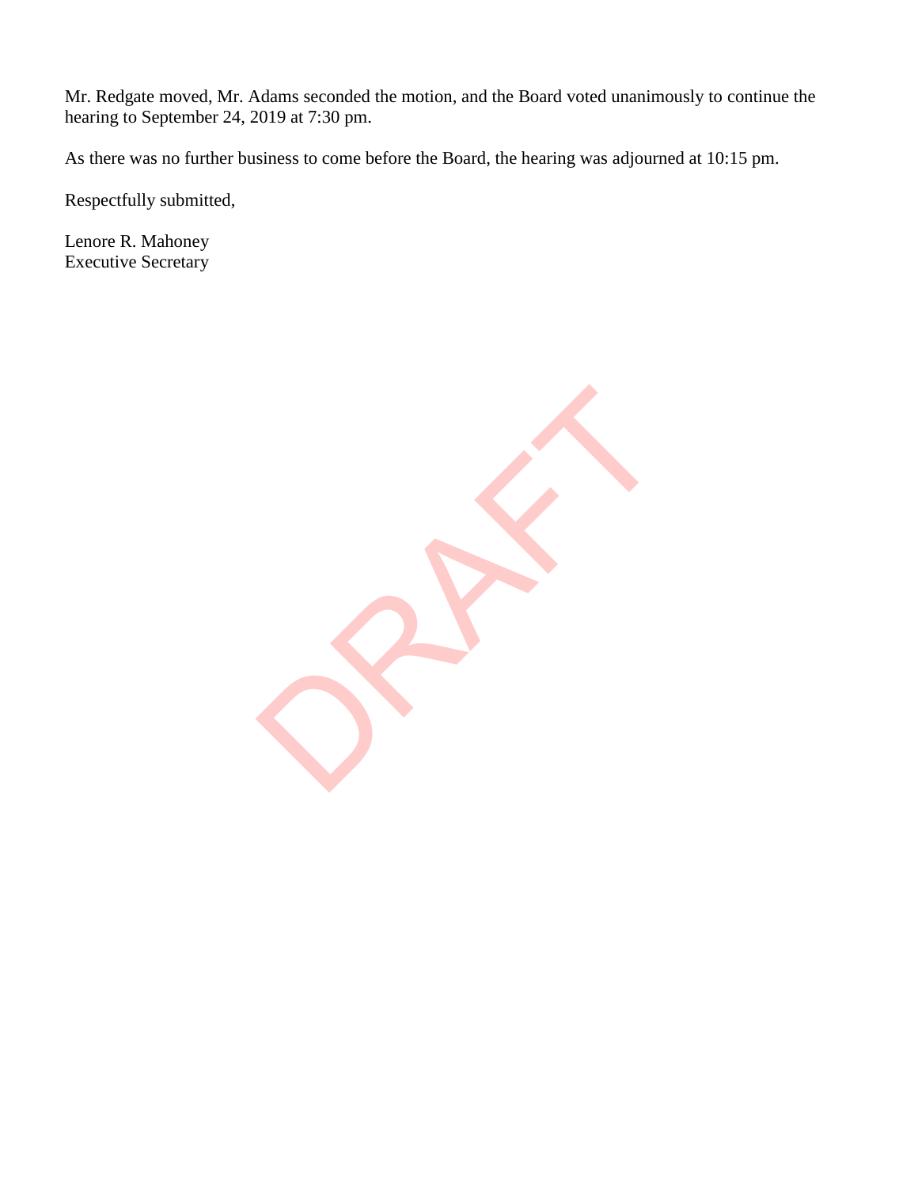Mr. Redgate moved, Mr. Adams seconded the motion, and the Board voted unanimously to continue the hearing to September 24, 2019 at 7:30 pm.

As there was no further business to come before the Board, the hearing was adjourned at 10:15 pm.

Respectfully submitted,

Lenore R. Mahoney
Executive Secretary

DRAFT